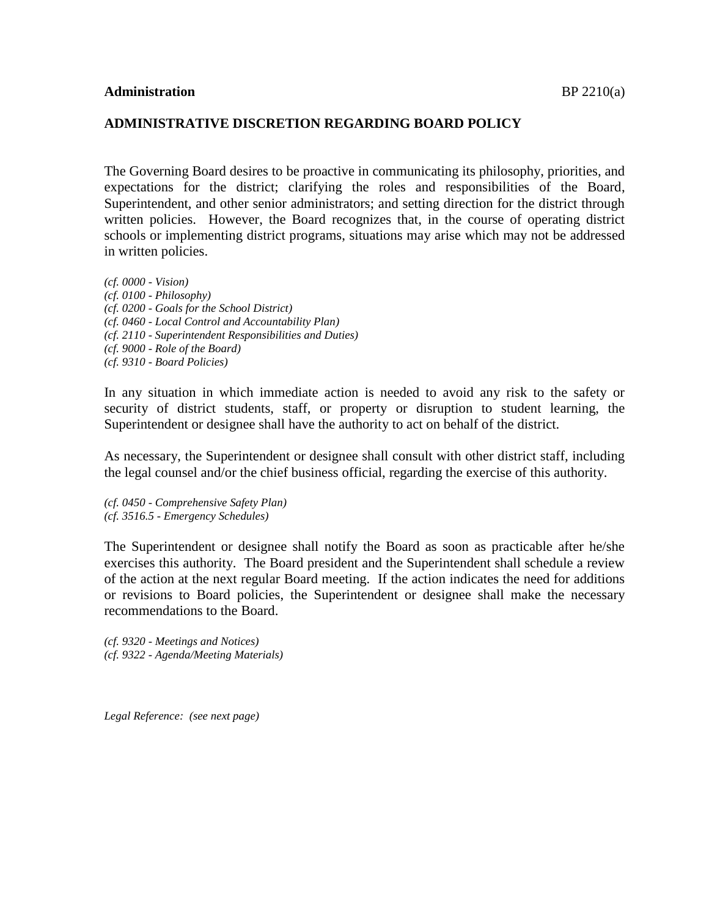**Administration** BP 2210(a)

## ADMINISTRATIVE DISCRETION REGARDING BOARD POLICY

The Governing Board desires to be proactive in communicating its philosophy, priorities, and expectations for the district; clarifying the roles and responsibilities of the Board, Superintendent, and other senior administrators; and setting direction for the district through written policies. However, the Board recognizes that, in the course of operating district schools or implementing district programs, situations may arise which may not be addressed in written policies.

*(cf. 0000 - Vision)*
*(cf. 0100 - Philosophy)*
*(cf. 0200 - Goals for the School District)*
*(cf. 0460 - Local Control and Accountability Plan)*
*(cf. 2110 - Superintendent Responsibilities and Duties)*
*(cf. 9000 - Role of the Board)*
*(cf. 9310 - Board Policies)*

In any situation in which immediate action is needed to avoid any risk to the safety or security of district students, staff, or property or disruption to student learning, the Superintendent or designee shall have the authority to act on behalf of the district.

As necessary, the Superintendent or designee shall consult with other district staff, including the legal counsel and/or the chief business official, regarding the exercise of this authority.

*(cf. 0450 - Comprehensive Safety Plan)*
*(cf. 3516.5 - Emergency Schedules)*

The Superintendent or designee shall notify the Board as soon as practicable after he/she exercises this authority. The Board president and the Superintendent shall schedule a review of the action at the next regular Board meeting. If the action indicates the need for additions or revisions to Board policies, the Superintendent or designee shall make the necessary recommendations to the Board.

*(cf. 9320 - Meetings and Notices)*
*(cf. 9322 - Agenda/Meeting Materials)*

*Legal Reference: (see next page)*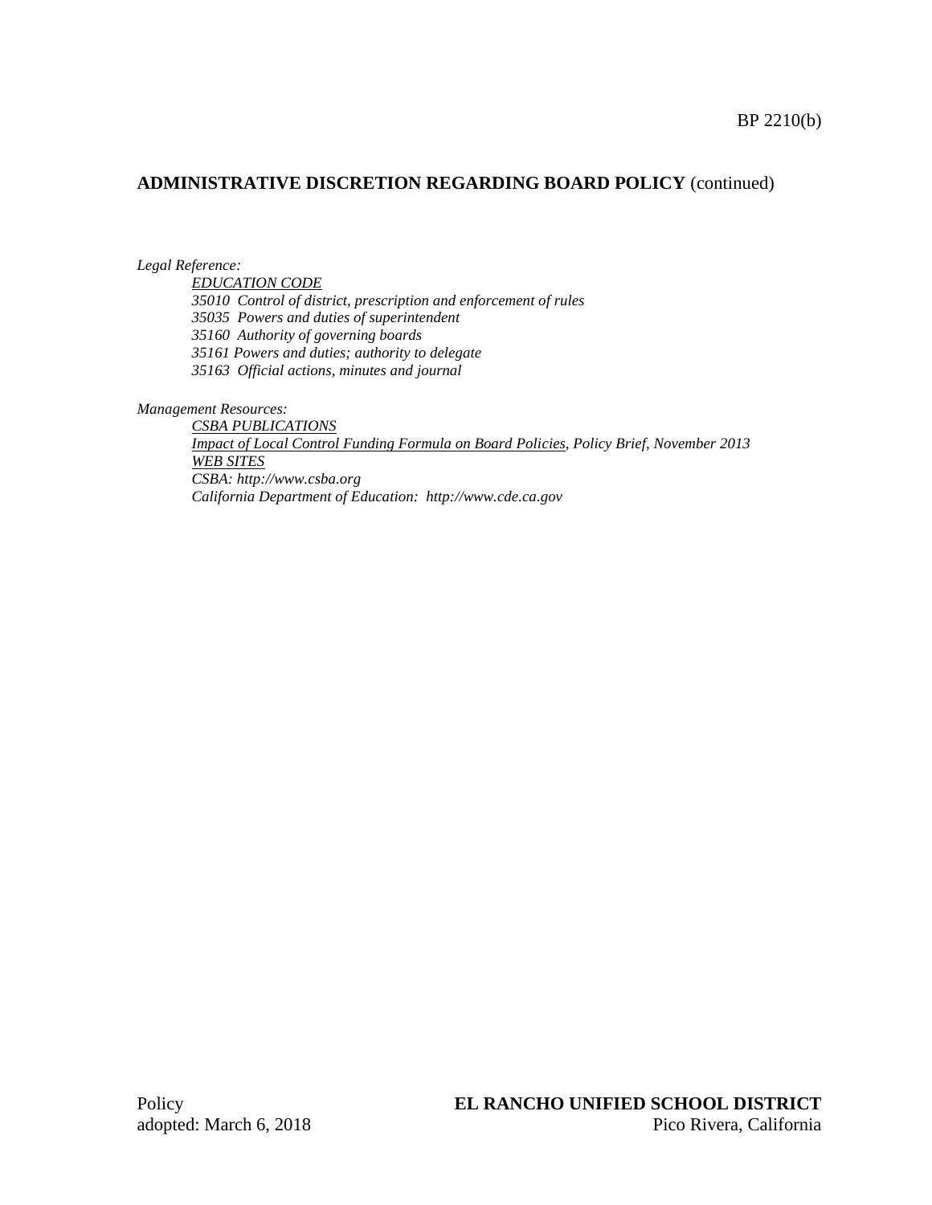**ADMINISTRATIVE DISCRETION REGARDING BOARD POLICY** (continued)

*Legal Reference:*

*EDUCATION CODE*

*35010 Control of district, prescription and enforcement of rules*

*35035 Powers and duties of superintendent*

*35160 Authority of governing boards*

*35161 Powers and duties; authority to delegate*

*35163 Official actions, minutes and journal*

*Management Resources:*

*CSBA PUBLICATIONS*

*Impact of Local Control Funding Formula on Board Policies, Policy Brief, November 2013*

*WEB SITES*

*CSBA: http://www.csba.org*

*California Department of Education: http://www.cde.ca.gov*

Policy
adopted: March 6, 2018

**EL RANCHO UNIFIED SCHOOL DISTRICT**
Pico Rivera, California